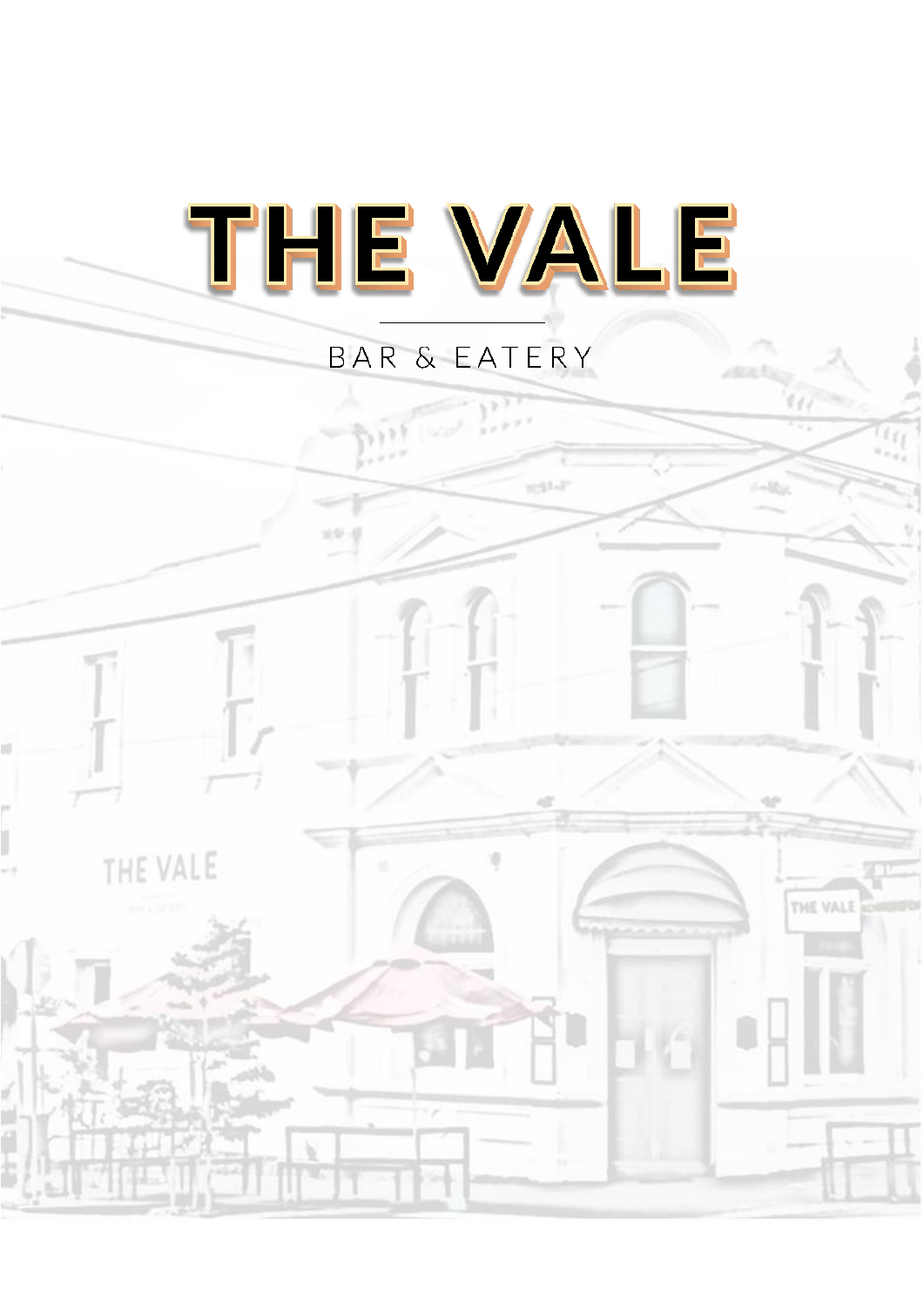# THE VALE

BAR & EATERY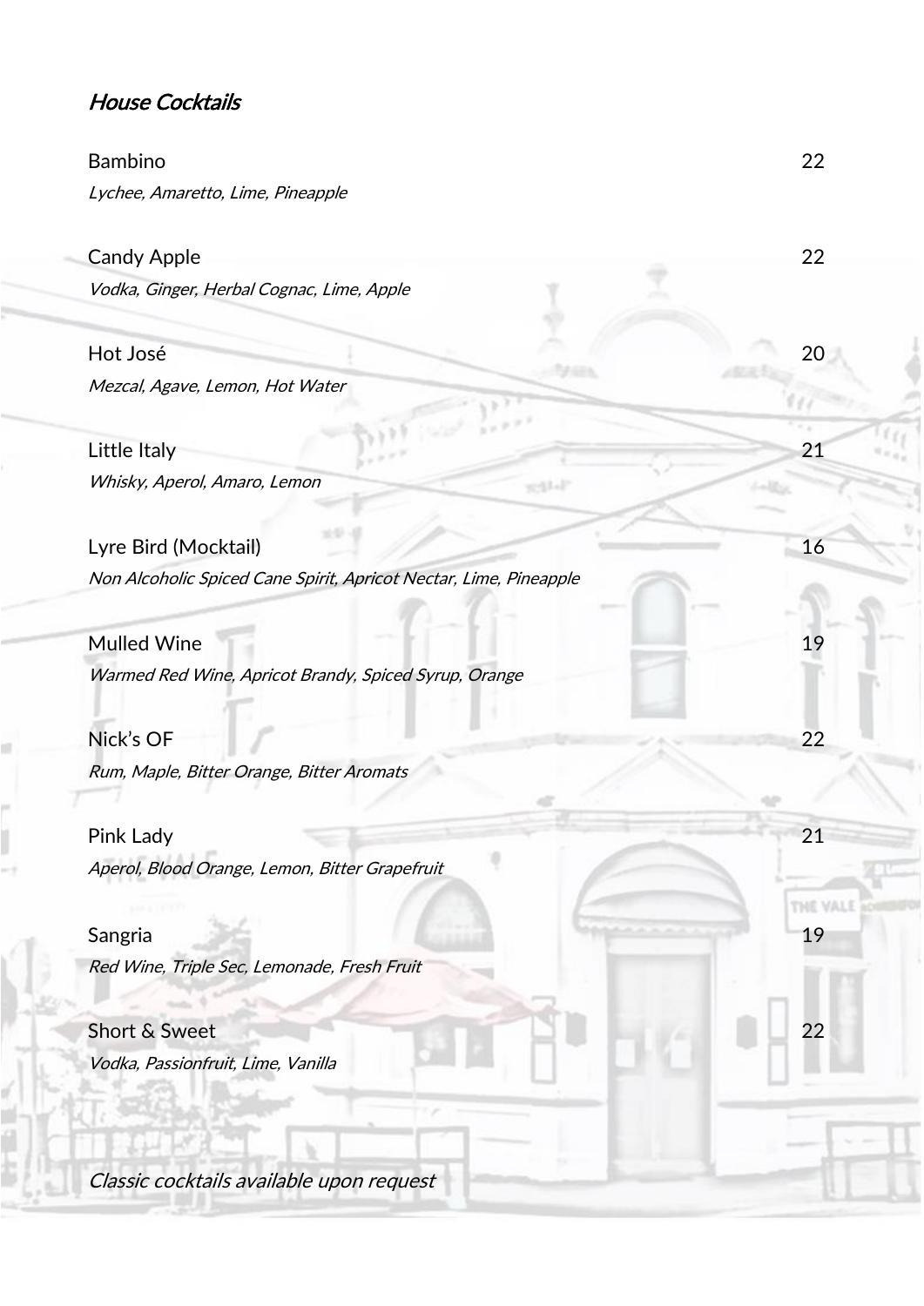## *House Cocktails*

Bambino 22
*Lychee, Amaretto, Lime, Pineapple*

Candy Apple 22
*Vodka, Ginger, Herbal Cognac, Lime, Apple*

Hot José 20
*Mezcal, Agave, Lemon, Hot Water*

Little Italy 21
*Whisky, Aperol, Amaro, Lemon*

Lyre Bird (Mocktail) 16
*Non Alcoholic Spiced Cane Spirit, Apricot Nectar, Lime, Pineapple*

Mulled Wine 19
*Warmed Red Wine, Apricot Brandy, Spiced Syrup, Orange*

Nick's OF 22
*Rum, Maple, Bitter Orange, Bitter Aromats*

Pink Lady 21
*Aperol, Blood Orange, Lemon, Bitter Grapefruit*

Sangria 19
*Red Wine, Triple Sec, Lemonade, Fresh Fruit*

Short & Sweet 22
*Vodka, Passionfruit, Lime, Vanilla*

*Classic cocktails available upon request*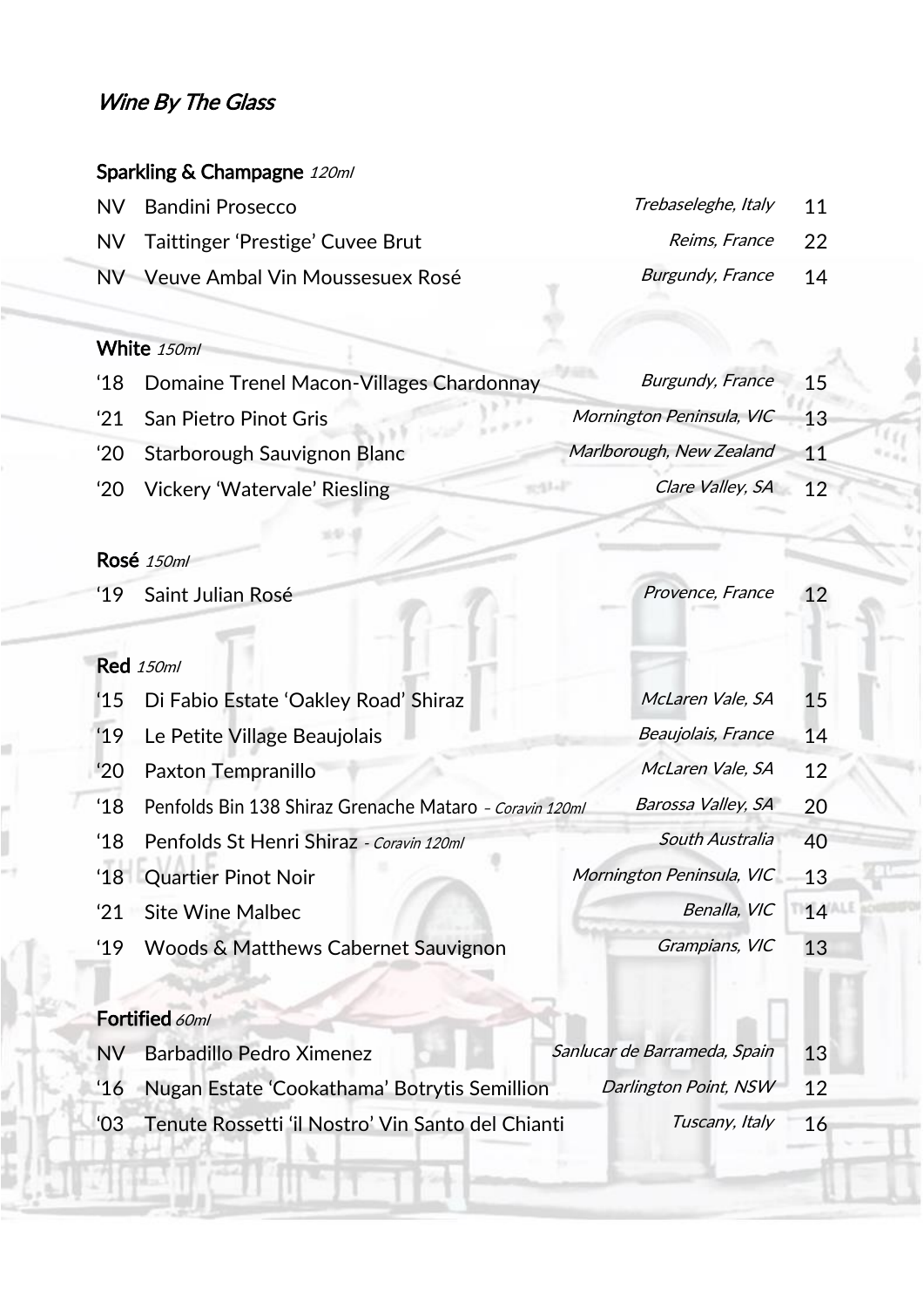*Wine By The Glass*

## Sparkling & Champagne *120ml*

| | | | |
|---|---|---|---|
| NV | Bandini Prosecco | *Trebaseleghe, Italy* | 11 |
| NV | Taittinger 'Prestige' Cuvee Brut | *Reims, France* | 22 |
| NV | Veuve Ambal Vin Moussesuex Rosé | *Burgundy, France* | 14 |

## White *150ml*

| | | | |
|---|---|---|---|
| '18 | Domaine Trenel Macon-Villages Chardonnay | *Burgundy, France* | 15 |
| '21 | San Pietro Pinot Gris | *Mornington Peninsula, VIC* | 13 |
| '20 | Starborough Sauvignon Blanc | *Marlborough, New Zealand* | 11 |
| '20 | Vickery 'Watervale' Riesling | *Clare Valley, SA* | 12 |

## Rosé *150ml*

| | | | |
|---|---|---|---|
| '19 | Saint Julian Rosé | *Provence, France* | 12 |

## Red *150ml*

| | | | |
|---|---|---|---|
| '15 | Di Fabio Estate 'Oakley Road' Shiraz | *McLaren Vale, SA* | 15 |
| '19 | Le Petite Village Beaujolais | *Beaujolais, France* | 14 |
| '20 | Paxton Tempranillo | *McLaren Vale, SA* | 12 |
| '18 | Penfolds Bin 138 Shiraz Grenache Mataro – *Coravin 120ml* | *Barossa Valley, SA* | 20 |
| '18 | Penfolds St Henri Shiraz - *Coravin 120ml* | *South Australia* | 40 |
| '18 | Quartier Pinot Noir | *Mornington Peninsula, VIC* | 13 |
| '21 | Site Wine Malbec | *Benalla, VIC* | 14 |
| '19 | Woods & Matthews Cabernet Sauvignon | *Grampians, VIC* | 13 |

## Fortified *60ml*

| | | | |
|---|---|---|---|
| NV | Barbadillo Pedro Ximenez | *Sanlucar de Barrameda, Spain* | 13 |
| '16 | Nugan Estate 'Cookathama' Botrytis Semillion | *Darlington Point, NSW* | 12 |
| '03 | Tenute Rossetti 'il Nostro' Vin Santo del Chianti | *Tuscany, Italy* | 16 |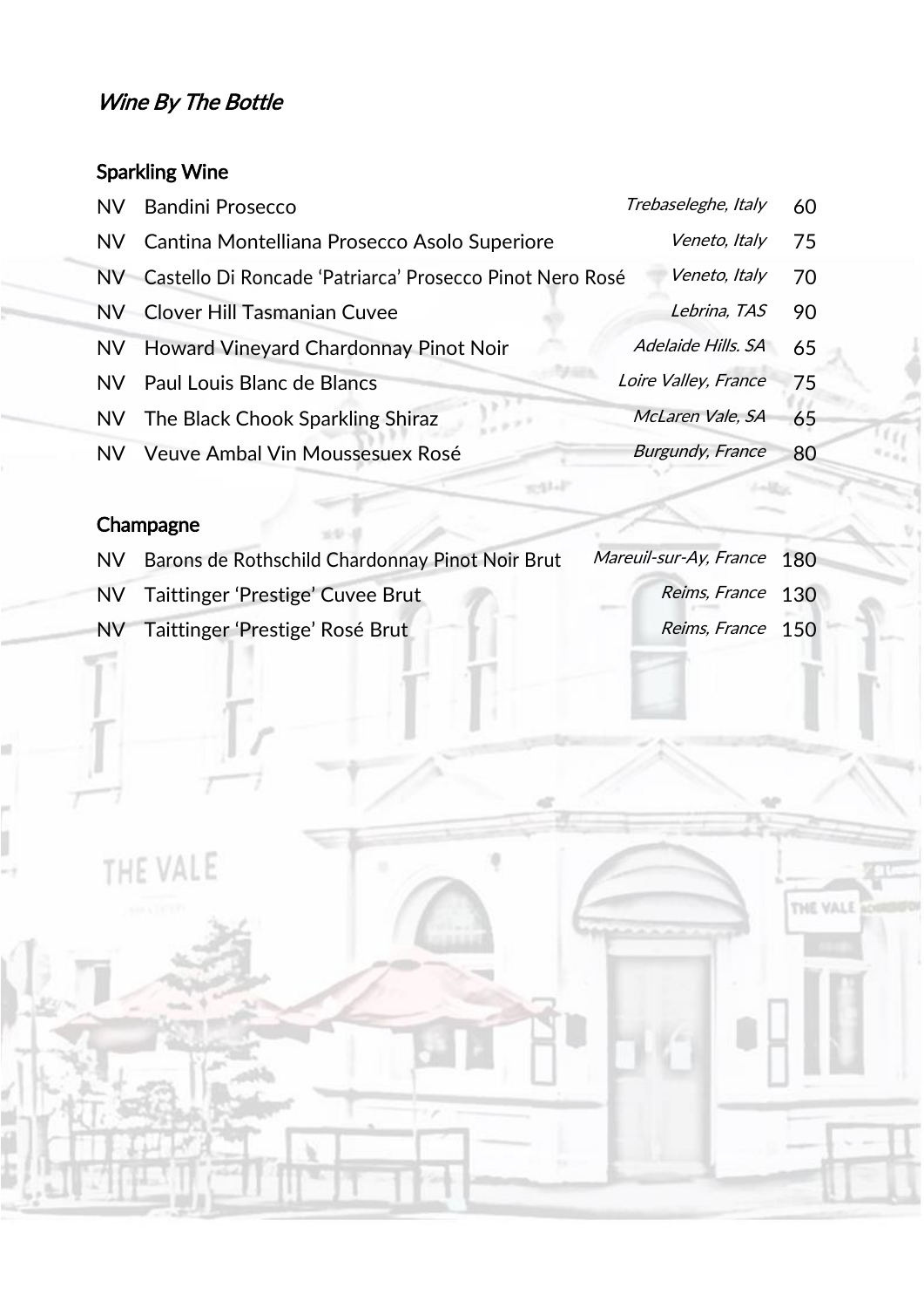# *Wine By The Bottle*

## Sparkling Wine

| | | | |
|---|---|---|---|
| NV | Bandini Prosecco | *Trebaseleghe, Italy* | 60 |
| NV | Cantina Montelliana Prosecco Asolo Superiore | *Veneto, Italy* | 75 |
| NV | Castello Di Roncade 'Patriarca' Prosecco Pinot Nero Rosé | *Veneto, Italy* | 70 |
| NV | Clover Hill Tasmanian Cuvee | *Lebrina, TAS* | 90 |
| NV | Howard Vineyard Chardonnay Pinot Noir | *Adelaide Hills. SA* | 65 |
| NV | Paul Louis Blanc de Blancs | *Loire Valley, France* | 75 |
| NV | The Black Chook Sparkling Shiraz | *McLaren Vale, SA* | 65 |
| NV | Veuve Ambal Vin Moussesuex Rosé | *Burgundy, France* | 80 |

## Champagne

| | | | |
|---|---|---|---|
| NV | Barons de Rothschild Chardonnay Pinot Noir Brut | *Mareuil-sur-Ay, France* | 180 |
| NV | Taittinger 'Prestige' Cuvee Brut | *Reims, France* | 130 |
| NV | Taittinger 'Prestige' Rosé Brut | *Reims, France* | 150 |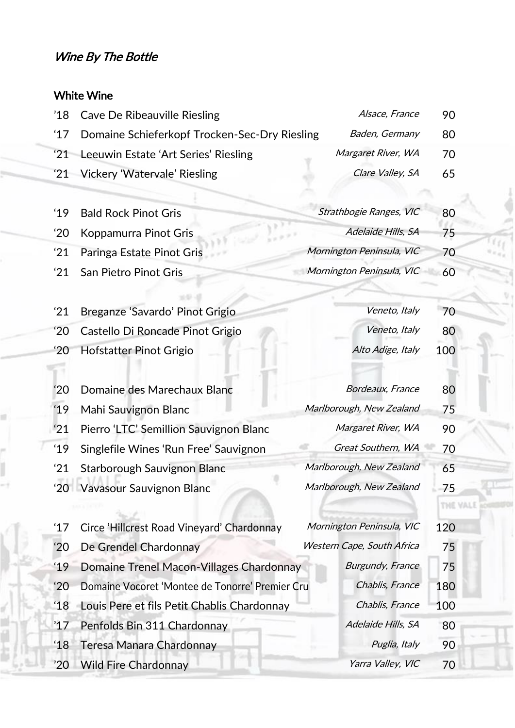*Wine By The Bottle*

### White Wine

| Year | Wine | Region | Price |
|---|---|---|---|
| '18 | Cave De Ribeauville Riesling | *Alsace, France* | 90 |
| '17 | Domaine Schieferkopf Trocken-Sec-Dry Riesling | *Baden, Germany* | 80 |
| '21 | Leeuwin Estate 'Art Series' Riesling | *Margaret River, WA* | 70 |
| '21 | Vickery 'Watervale' Riesling | *Clare Valley, SA* | 65 |
| | | | |
| '19 | Bald Rock Pinot Gris | *Strathbogie Ranges, VIC* | 80 |
| '20 | Koppamurra Pinot Gris | *Adelaide Hills, SA* | 75 |
| '21 | Paringa Estate Pinot Gris | *Mornington Peninsula, VIC* | 70 |
| '21 | San Pietro Pinot Gris | *Mornington Peninsula, VIC* | 60 |
| | | | |
| '21 | Breganze 'Savardo' Pinot Grigio | *Veneto, Italy* | 70 |
| '20 | Castello Di Roncade Pinot Grigio | *Veneto, Italy* | 80 |
| '20 | Hofstatter Pinot Grigio | *Alto Adige, Italy* | 100 |
| | | | |
| '20 | Domaine des Marechaux Blanc | *Bordeaux, France* | 80 |
| '19 | Mahi Sauvignon Blanc | *Marlborough, New Zealand* | 75 |
| '21 | Pierro 'LTC' Semillion Sauvignon Blanc | *Margaret River, WA* | 90 |
| '19 | Singlefile Wines 'Run Free' Sauvignon | *Great Southern, WA* | 70 |
| '21 | Starborough Sauvignon Blanc | *Marlborough, New Zealand* | 65 |
| '20 | Vavasour Sauvignon Blanc | *Marlborough, New Zealand* | 75 |
| | | | |
| '17 | Circe 'Hillcrest Road Vineyard' Chardonnay | *Mornington Peninsula, VIC* | 120 |
| '20 | De Grendel Chardonnay | *Western Cape, South Africa* | 75 |
| '19 | Domaine Trenel Macon-Villages Chardonnay | *Burgundy, France* | 75 |
| '20 | Domaine Vocoret 'Montee de Tonorre' Premier Cru | *Chablis, France* | 180 |
| '18 | Louis Pere et fils Petit Chablis Chardonnay | *Chablis, France* | 100 |
| '17 | Penfolds Bin 311 Chardonnay | *Adelaide Hills, SA* | 80 |
| '18 | Teresa Manara Chardonnay | *Puglia, Italy* | 90 |
| '20 | Wild Fire Chardonnay | *Yarra Valley, VIC* | 70 |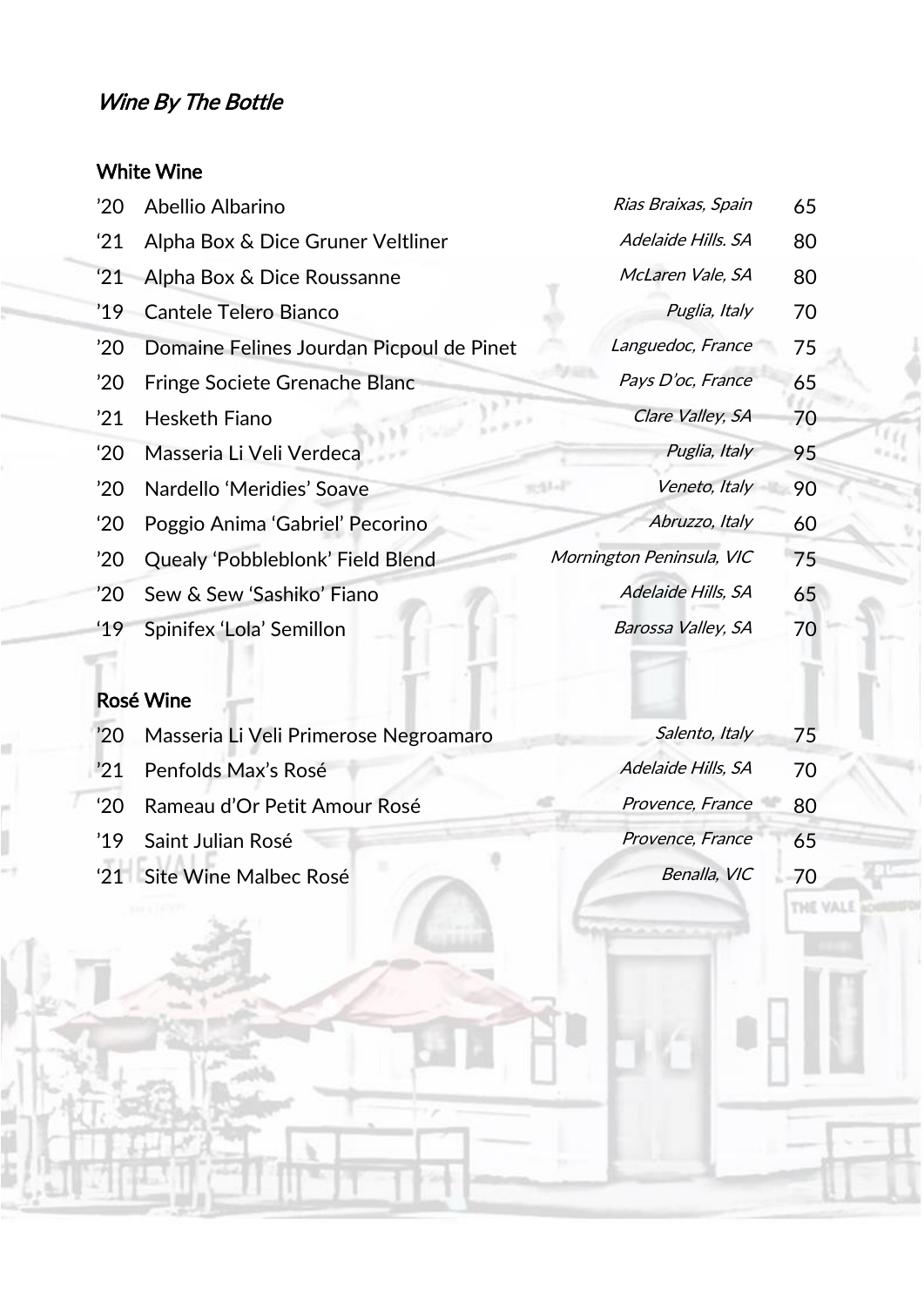*Wine By The Bottle*

## White Wine

| | | | |
|---|---|---|---|
| ’20 | Abellio Albarino | *Rias Braixas, Spain* | 65 |
| ‘21 | Alpha Box & Dice Gruner Veltliner | *Adelaide Hills. SA* | 80 |
| ‘21 | Alpha Box & Dice Roussanne | *McLaren Vale, SA* | 80 |
| ’19 | Cantele Telero Bianco | *Puglia, Italy* | 70 |
| ’20 | Domaine Felines Jourdan Picpoul de Pinet | *Languedoc, France* | 75 |
| ’20 | Fringe Societe Grenache Blanc | *Pays D’oc, France* | 65 |
| ’21 | Hesketh Fiano | *Clare Valley, SA* | 70 |
| ‘20 | Masseria Li Veli Verdeca | *Puglia, Italy* | 95 |
| ’20 | Nardello ‘Meridies’ Soave | *Veneto, Italy* | 90 |
| ‘20 | Poggio Anima ‘Gabriel’ Pecorino | *Abruzzo, Italy* | 60 |
| ’20 | Quealy ‘Pobbleblonk’ Field Blend | *Mornington Peninsula, VIC* | 75 |
| ’20 | Sew & Sew ‘Sashiko’ Fiano | *Adelaide Hills, SA* | 65 |
| ‘19 | Spinifex ‘Lola’ Semillon | *Barossa Valley, SA* | 70 |

## Rosé Wine

| | | | |
|---|---|---|---|
| ’20 | Masseria Li Veli Primerose Negroamaro | *Salento, Italy* | 75 |
| ’21 | Penfolds Max’s Rosé | *Adelaide Hills, SA* | 70 |
| ‘20 | Rameau d’Or Petit Amour Rosé | *Provence, France* | 80 |
| ’19 | Saint Julian Rosé | *Provence, France* | 65 |
| ‘21 | Site Wine Malbec Rosé | *Benalla, VIC* | 70 |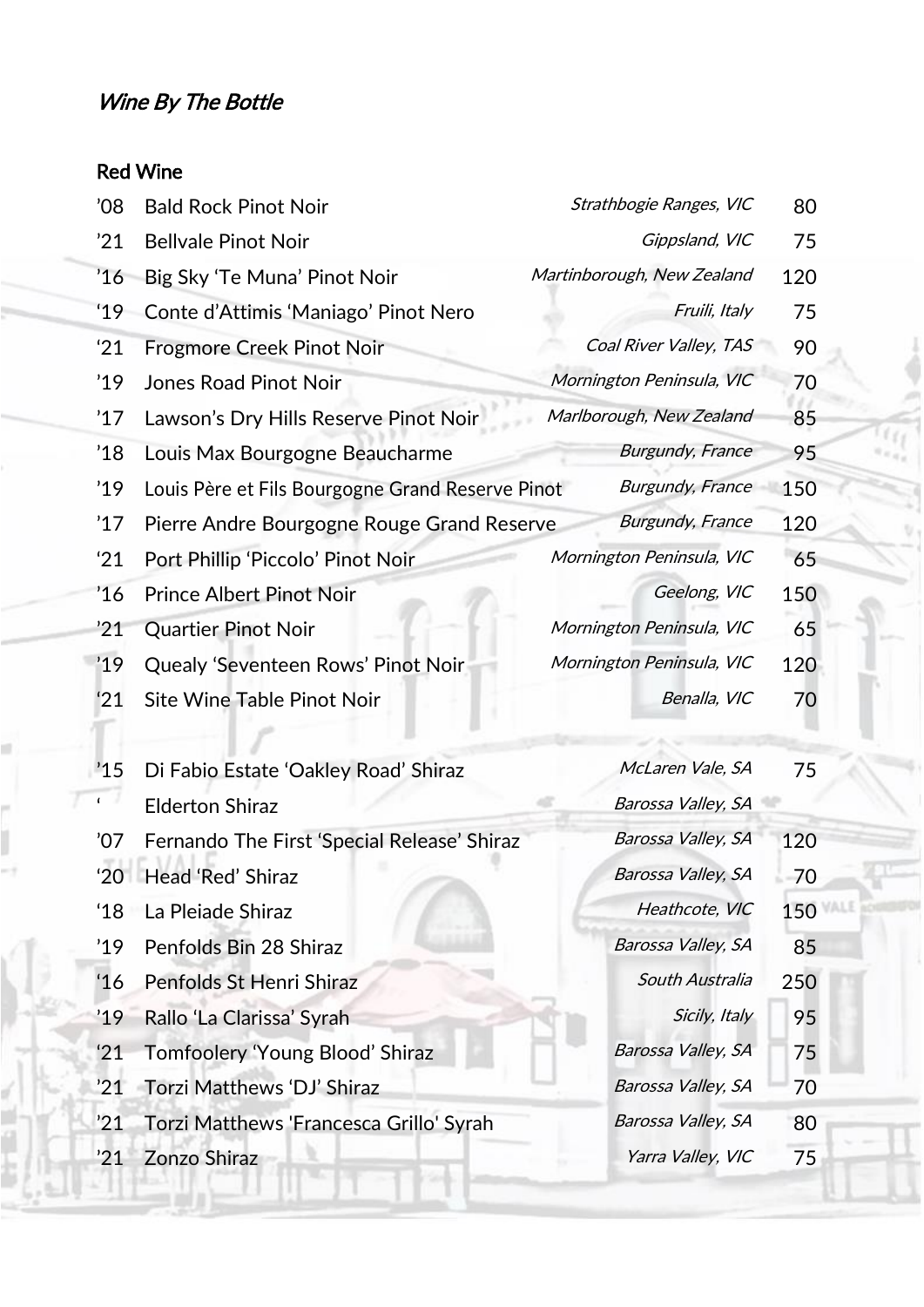*Wine By The Bottle*

## Red Wine

| | | | |
|---|---|---|---|
| ’08 | Bald Rock Pinot Noir | *Strathbogie Ranges, VIC* | 80 |
| ’21 | Bellvale Pinot Noir | *Gippsland, VIC* | 75 |
| ’16 | Big Sky ‘Te Muna’ Pinot Noir | *Martinborough, New Zealand* | 120 |
| ‘19 | Conte d’Attimis ‘Maniago’ Pinot Nero | *Fruili, Italy* | 75 |
| ‘21 | Frogmore Creek Pinot Noir | *Coal River Valley, TAS* | 90 |
| ’19 | Jones Road Pinot Noir | *Mornington Peninsula, VIC* | 70 |
| ’17 | Lawson’s Dry Hills Reserve Pinot Noir | *Marlborough, New Zealand* | 85 |
| ’18 | Louis Max Bourgogne Beaucharme | *Burgundy, France* | 95 |
| ’19 | Louis Père et Fils Bourgogne Grand Reserve Pinot | *Burgundy, France* | 150 |
| ’17 | Pierre Andre Bourgogne Rouge Grand Reserve | *Burgundy, France* | 120 |
| ‘21 | Port Phillip ‘Piccolo’ Pinot Noir | *Mornington Peninsula, VIC* | 65 |
| ’16 | Prince Albert Pinot Noir | *Geelong, VIC* | 150 |
| ’21 | Quartier Pinot Noir | *Mornington Peninsula, VIC* | 65 |
| ’19 | Quealy ‘Seventeen Rows’ Pinot Noir | *Mornington Peninsula, VIC* | 120 |
| ‘21 | Site Wine Table Pinot Noir | *Benalla, VIC* | 70 |

| | | | |
|---|---|---|---|
| ’15 | Di Fabio Estate ‘Oakley Road’ Shiraz | *McLaren Vale, SA* | 75 |
| ‘ | Elderton Shiraz | *Barossa Valley, SA* | |
| ’07 | Fernando The First ‘Special Release’ Shiraz | *Barossa Valley, SA* | 120 |
| ‘20 | Head ‘Red’ Shiraz | *Barossa Valley, SA* | 70 |
| ‘18 | La Pleiade Shiraz | *Heathcote, VIC* | 150 |
| ’19 | Penfolds Bin 28 Shiraz | *Barossa Valley, SA* | 85 |
| ‘16 | Penfolds St Henri Shiraz | *South Australia* | 250 |
| ’19 | Rallo ‘La Clarissa’ Syrah | *Sicily, Italy* | 95 |
| ‘21 | Tomfoolery ‘Young Blood’ Shiraz | *Barossa Valley, SA* | 75 |
| ’21 | Torzi Matthews ‘DJ’ Shiraz | *Barossa Valley, SA* | 70 |
| ’21 | Torzi Matthews 'Francesca Grillo' Syrah | *Barossa Valley, SA* | 80 |
| ’21 | Zonzo Shiraz | *Yarra Valley, VIC* | 75 |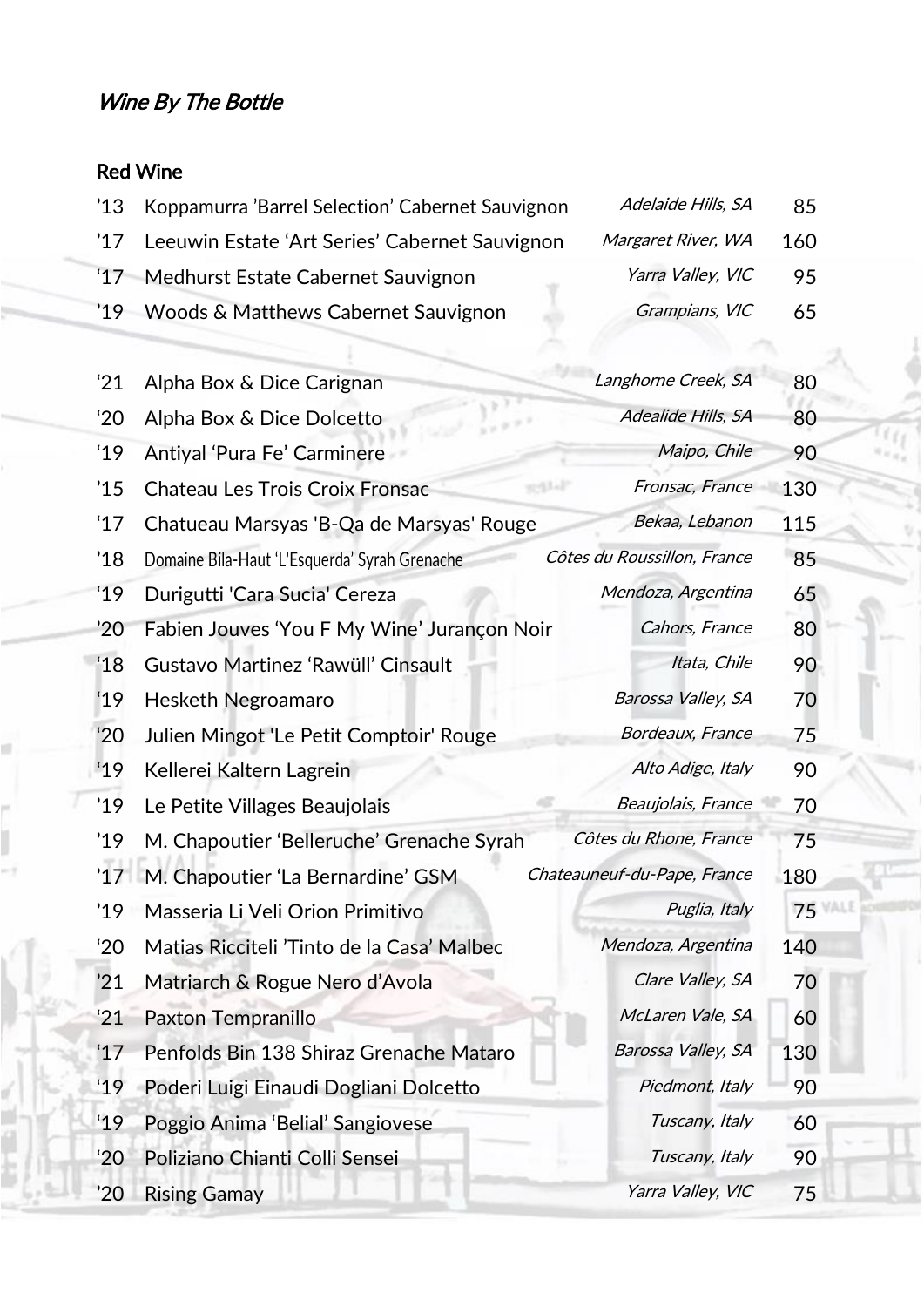*Wine By The Bottle*

**Red Wine**

| | | | |
|---|---|---|---|
| ’13 | Koppamurra ’Barrel Selection’ Cabernet Sauvignon | *Adelaide Hills, SA* | 85 |
| ’17 | Leeuwin Estate ‘Art Series’ Cabernet Sauvignon | *Margaret River, WA* | 160 |
| ‘17 | Medhurst Estate Cabernet Sauvignon | *Yarra Valley, VIC* | 95 |
| ’19 | Woods & Matthews Cabernet Sauvignon | *Grampians, VIC* | 65 |
| | | | |
| ‘21 | Alpha Box & Dice Carignan | *Langhorne Creek, SA* | 80 |
| ‘20 | Alpha Box & Dice Dolcetto | *Adealide Hills, SA* | 80 |
| ‘19 | Antiyal ‘Pura Fe’ Carminere | *Maipo, Chile* | 90 |
| ’15 | Chateau Les Trois Croix Fronsac | *Fronsac, France* | 130 |
| ‘17 | Chatueau Marsyas 'B-Qa de Marsyas' Rouge | *Bekaa, Lebanon* | 115 |
| ’18 | Domaine Bila-Haut ‘L'Esquerda’ Syrah Grenache | *Côtes du Roussillon, France* | 85 |
| ‘19 | Durigutti 'Cara Sucia' Cereza | *Mendoza, Argentina* | 65 |
| ’20 | Fabien Jouves ‘You F My Wine’ Jurançon Noir | *Cahors, France* | 80 |
| ‘18 | Gustavo Martinez ‘Rawüll’ Cinsault | *Itata, Chile* | 90 |
| ‘19 | Hesketh Negroamaro | *Barossa Valley, SA* | 70 |
| ’20 | Julien Mingot 'Le Petit Comptoir' Rouge | *Bordeaux, France* | 75 |
| ‘19 | Kellerei Kaltern Lagrein | *Alto Adige, Italy* | 90 |
| ’19 | Le Petite Villages Beaujolais | *Beaujolais, France* | 70 |
| ’19 | M. Chapoutier ‘Belleruche’ Grenache Syrah | *Côtes du Rhone, France* | 75 |
| ’17 | M. Chapoutier ‘La Bernardine’ GSM | *Chateauneuf-du-Pape, France* | 180 |
| ’19 | Masseria Li Veli Orion Primitivo | *Puglia, Italy* | 75 |
| ‘20 | Matias Ricciteli ’Tinto de la Casa’ Malbec | *Mendoza, Argentina* | 140 |
| ’21 | Matriarch & Rogue Nero d’Avola | *Clare Valley, SA* | 70 |
| ‘21 | Paxton Tempranillo | *McLaren Vale, SA* | 60 |
| ‘17 | Penfolds Bin 138 Shiraz Grenache Mataro | *Barossa Valley, SA* | 130 |
| ‘19 | Poderi Luigi Einaudi Dogliani Dolcetto | *Piedmont, Italy* | 90 |
| ‘19 | Poggio Anima ‘Belial’ Sangiovese | *Tuscany, Italy* | 60 |
| ‘20 | Poliziano Chianti Colli Sensei | *Tuscany, Italy* | 90 |
| ’20 | Rising Gamay | *Yarra Valley, VIC* | 75 |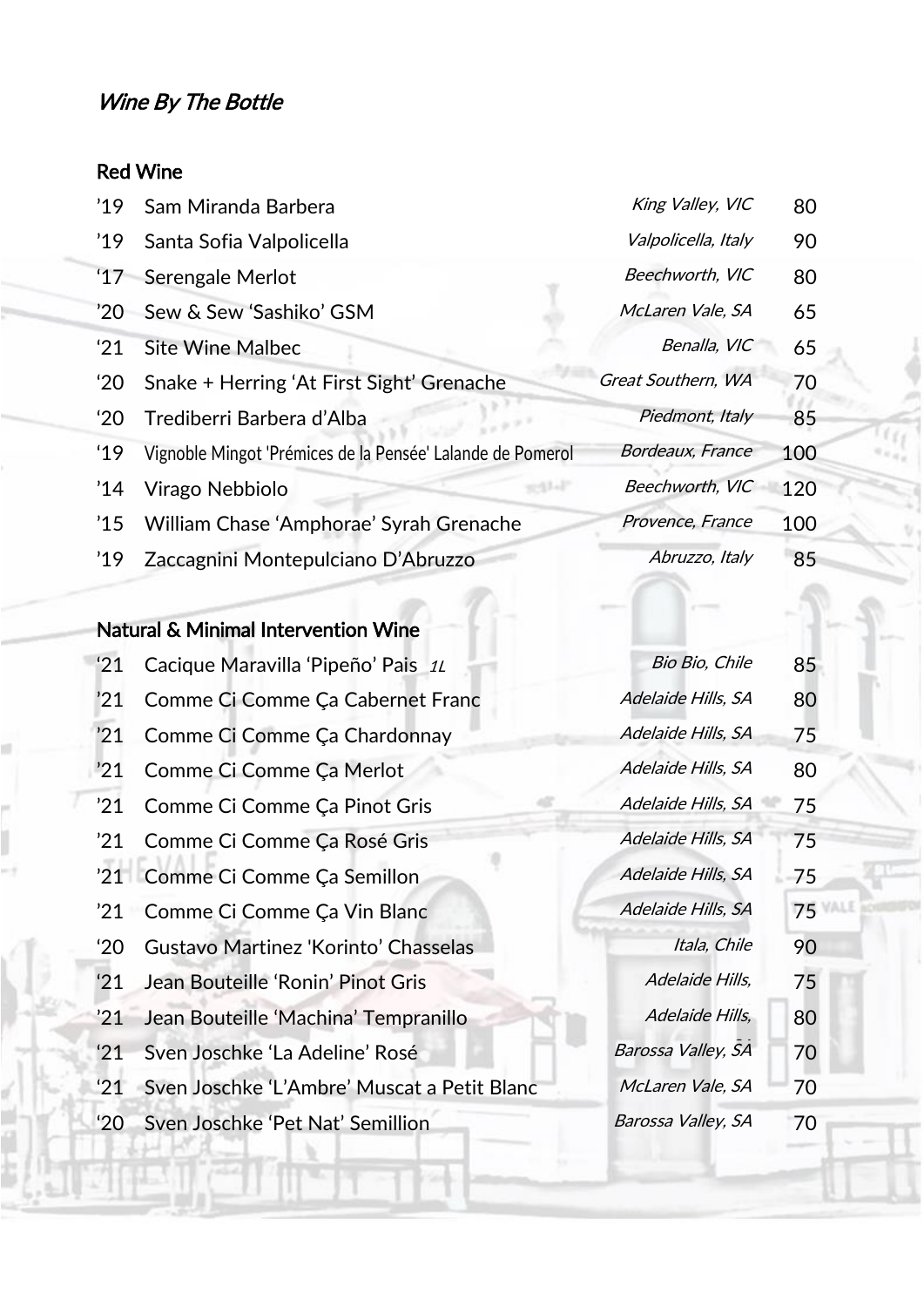*Wine By The Bottle*

## Red Wine

| | | | |
|---|---|---|---|
| ’19 | Sam Miranda Barbera | *King Valley, VIC* | 80 |
| ’19 | Santa Sofia Valpolicella | *Valpolicella, Italy* | 90 |
| ‘17 | Serengale Merlot | *Beechworth, VIC* | 80 |
| ’20 | Sew & Sew ‘Sashiko’ GSM | *McLaren Vale, SA* | 65 |
| ‘21 | Site Wine Malbec | *Benalla, VIC* | 65 |
| ‘20 | Snake + Herring ‘At First Sight’ Grenache | *Great Southern, WA* | 70 |
| ‘20 | Trediberri Barbera d’Alba | *Piedmont, Italy* | 85 |
| ‘19 | Vignoble Mingot 'Prémices de la Pensée' Lalande de Pomerol | *Bordeaux, France* | 100 |
| ’14 | Virago Nebbiolo | *Beechworth, VIC* | 120 |
| ’15 | William Chase ‘Amphorae’ Syrah Grenache | *Provence, France* | 100 |
| ’19 | Zaccagnini Montepulciano D’Abruzzo | *Abruzzo, Italy* | 85 |

## Natural & Minimal Intervention Wine

| | | | |
|---|---|---|---|
| ‘21 | Cacique Maravilla ‘Pipeño’ Pais *1L* | *Bio Bio, Chile* | 85 |
| ’21 | Comme Ci Comme Ça Cabernet Franc | *Adelaide Hills, SA* | 80 |
| ’21 | Comme Ci Comme Ça Chardonnay | *Adelaide Hills, SA* | 75 |
| ’21 | Comme Ci Comme Ça Merlot | *Adelaide Hills, SA* | 80 |
| ’21 | Comme Ci Comme Ça Pinot Gris | *Adelaide Hills, SA* | 75 |
| ’21 | Comme Ci Comme Ça Rosé Gris | *Adelaide Hills, SA* | 75 |
| ’21 | Comme Ci Comme Ça Semillon | *Adelaide Hills, SA* | 75 |
| ’21 | Comme Ci Comme Ça Vin Blanc | *Adelaide Hills, SA* | 75 |
| ‘20 | Gustavo Martinez 'Korinto’ Chasselas | *Itala, Chile* | 90 |
| ‘21 | Jean Bouteille ‘Ronin’ Pinot Gris | *Adelaide Hills,* | 75 |
| ’21 | Jean Bouteille ‘Machina’ Tempranillo | *Adelaide Hills,* | 80 |
| ‘21 | Sven Joschke ‘La Adeline’ Rosé | *Barossa Valley, SA* | 70 |
| ‘21 | Sven Joschke ‘L’Ambre’ Muscat a Petit Blanc | *McLaren Vale, SA* | 70 |
| ‘20 | Sven Joschke ‘Pet Nat’ Semillion | *Barossa Valley, SA* | 70 |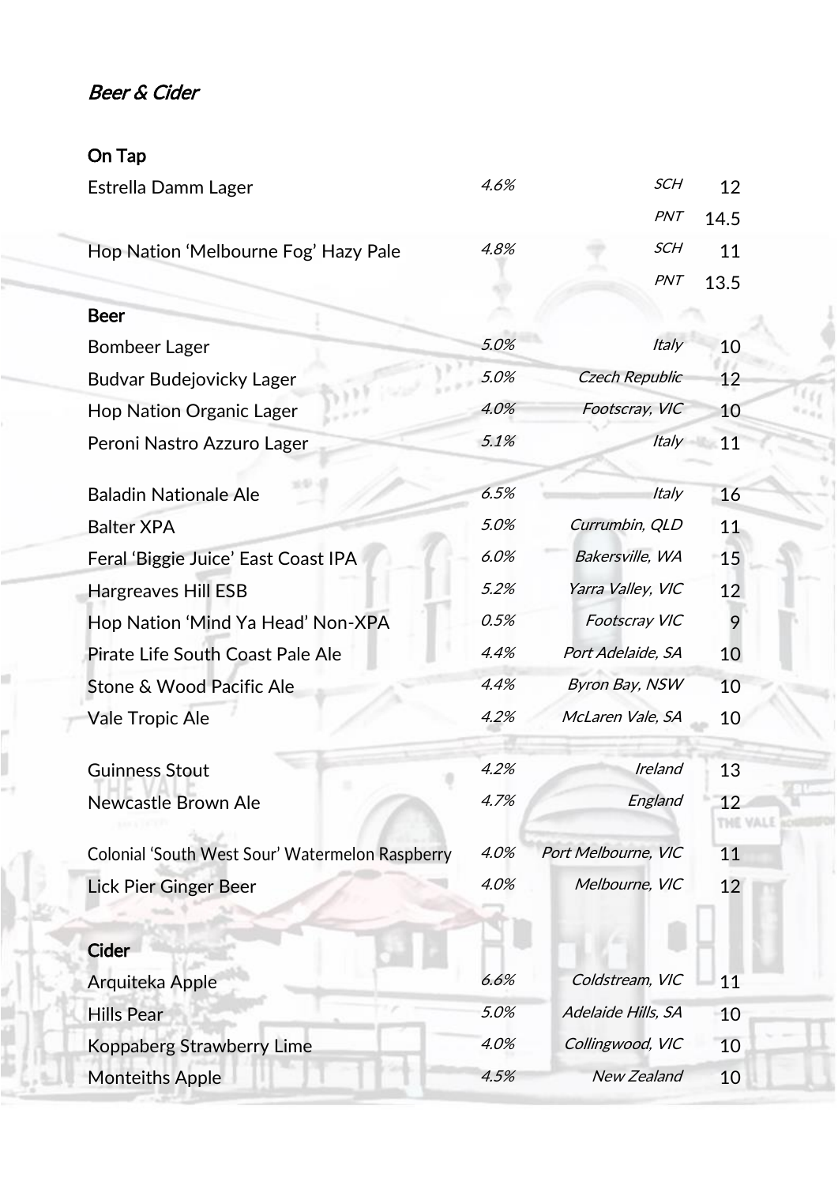*Beer & Cider*

## On Tap

| | | | |
|---|---|---|---|
| Estrella Damm Lager | *4.6%* | *SCH* | 12 |
| | | *PNT* | 14.5 |
| Hop Nation 'Melbourne Fog' Hazy Pale | *4.8%* | *SCH* | 11 |
| | | *PNT* | 13.5 |

## Beer

| | | | |
|---|---|---|---|
| Bombeer Lager | *5.0%* | *Italy* | 10 |
| Budvar Budejovicky Lager | *5.0%* | *Czech Republic* | 12 |
| Hop Nation Organic Lager | *4.0%* | *Footscray, VIC* | 10 |
| Peroni Nastro Azzuro Lager | *5.1%* | *Italy* | 11 |
| Baladin Nationale Ale | *6.5%* | *Italy* | 16 |
| Balter XPA | *5.0%* | *Currumbin, QLD* | 11 |
| Feral 'Biggie Juice' East Coast IPA | *6.0%* | *Bakersville, WA* | 15 |
| Hargreaves Hill ESB | *5.2%* | *Yarra Valley, VIC* | 12 |
| Hop Nation 'Mind Ya Head' Non-XPA | *0.5%* | *Footscray VIC* | 9 |
| Pirate Life South Coast Pale Ale | *4.4%* | *Port Adelaide, SA* | 10 |
| Stone & Wood Pacific Ale | *4.4%* | *Byron Bay, NSW* | 10 |
| Vale Tropic Ale | *4.2%* | *McLaren Vale, SA* | 10 |
| Guinness Stout | *4.2%* | *Ireland* | 13 |
| Newcastle Brown Ale | *4.7%* | *England* | 12 |
| Colonial 'South West Sour' Watermelon Raspberry | *4.0%* | *Port Melbourne, VIC* | 11 |
| Lick Pier Ginger Beer | *4.0%* | *Melbourne, VIC* | 12 |

## Cider

| | | | |
|---|---|---|---|
| Arquiteka Apple | *6.6%* | *Coldstream, VIC* | 11 |
| Hills Pear | *5.0%* | *Adelaide Hills, SA* | 10 |
| Koppaberg Strawberry Lime | *4.0%* | *Collingwood, VIC* | 10 |
| Monteiths Apple | *4.5%* | *New Zealand* | 10 |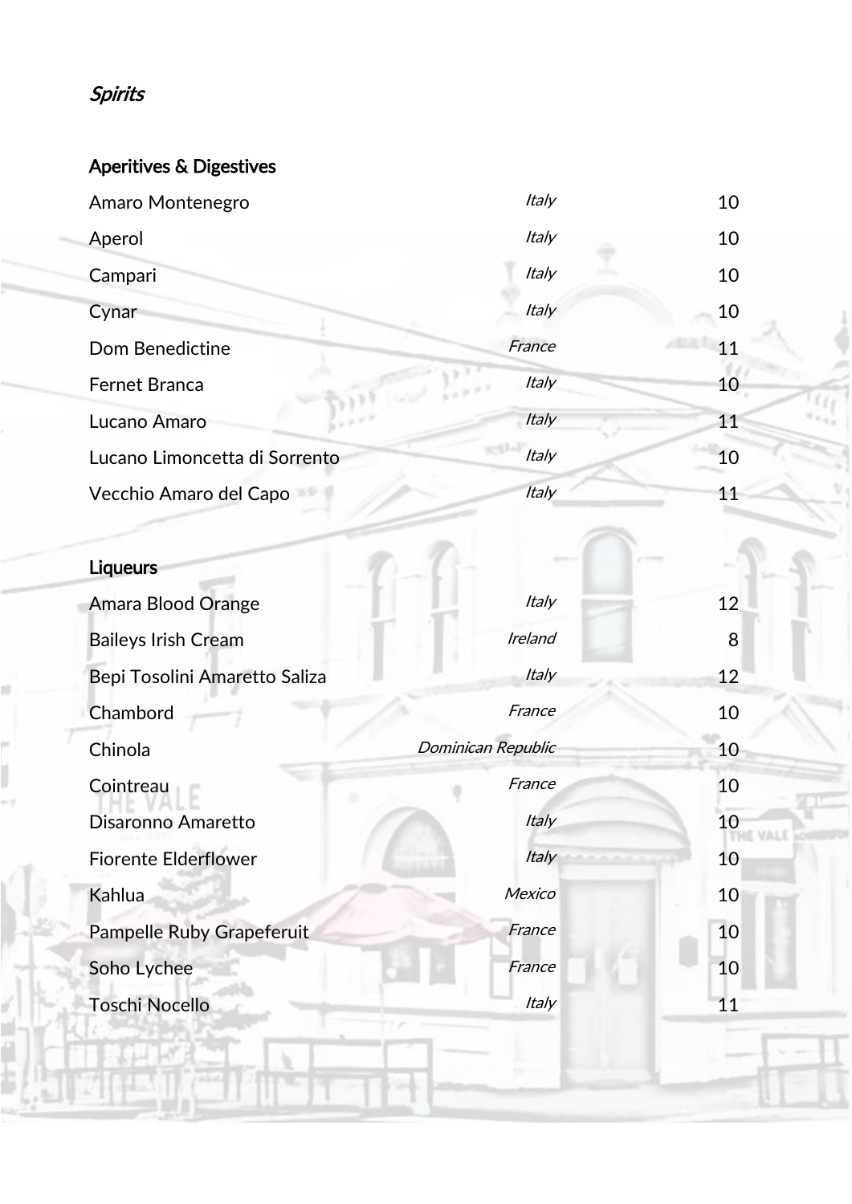*Spirits*

**Aperitives & Digestives**

| | | |
|---|---|---|
| Amaro Montenegro | *Italy* | 10 |
| Aperol | *Italy* | 10 |
| Campari | *Italy* | 10 |
| Cynar | *Italy* | 10 |
| Dom Benedictine | *France* | 11 |
| Fernet Branca | *Italy* | 10 |
| Lucano Amaro | *Italy* | 11 |
| Lucano Limoncetta di Sorrento | *Italy* | 10 |
| Vecchio Amaro del Capo | *Italy* | 11 |

**Liqueurs**

| | | |
|---|---|---|
| Amara Blood Orange | *Italy* | 12 |
| Baileys Irish Cream | *Ireland* | 8 |
| Bepi Tosolini Amaretto Saliza | *Italy* | 12 |
| Chambord | *France* | 10 |
| Chinola | *Dominican Republic* | 10 |
| Cointreau | *France* | 10 |
| Disaronno Amaretto | *Italy* | 10 |
| Fiorente Elderflower | *Italy* | 10 |
| Kahlua | *Mexico* | 10 |
| Pampelle Ruby Grapeferuit | *France* | 10 |
| Soho Lychee | *France* | 10 |
| Toschi Nocello | *Italy* | 11 |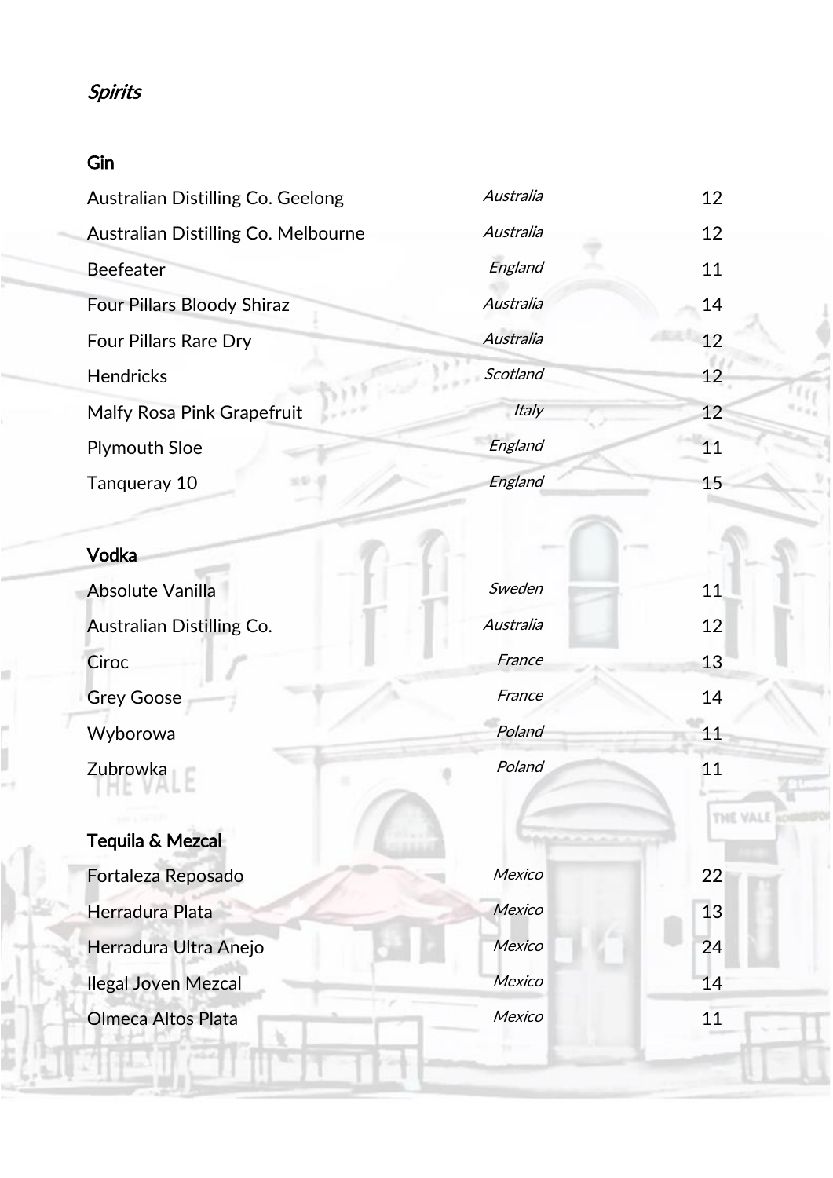*Spirits*

## Gin

| | | |
|---|---|---|
| Australian Distilling Co. Geelong | *Australia* | 12 |
| Australian Distilling Co. Melbourne | *Australia* | 12 |
| Beefeater | *England* | 11 |
| Four Pillars Bloody Shiraz | *Australia* | 14 |
| Four Pillars Rare Dry | *Australia* | 12 |
| Hendricks | *Scotland* | 12 |
| Malfy Rosa Pink Grapefruit | *Italy* | 12 |
| Plymouth Sloe | *England* | 11 |
| Tanqueray 10 | *England* | 15 |

## Vodka

| | | |
|---|---|---|
| Absolute Vanilla | *Sweden* | 11 |
| Australian Distilling Co. | *Australia* | 12 |
| Ciroc | *France* | 13 |
| Grey Goose | *France* | 14 |
| Wyborowa | *Poland* | 11 |
| Zubrowka | *Poland* | 11 |

## Tequila & Mezcal

| | | |
|---|---|---|
| Fortaleza Reposado | *Mexico* | 22 |
| Herradura Plata | *Mexico* | 13 |
| Herradura Ultra Anejo | *Mexico* | 24 |
| Ilegal Joven Mezcal | *Mexico* | 14 |
| Olmeca Altos Plata | *Mexico* | 11 |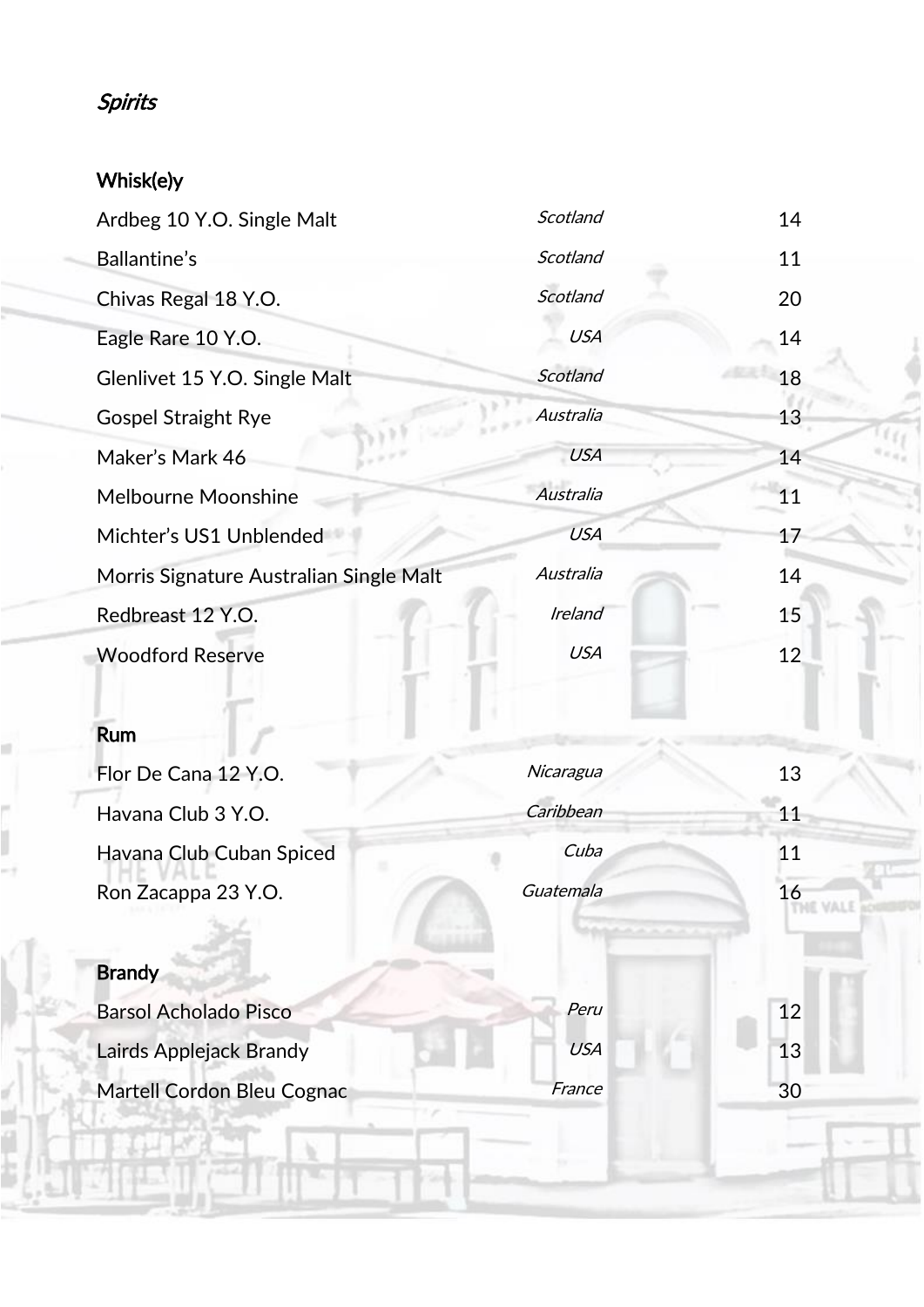*Spirits*

**Whisk(e)y**

| | | |
|---|---|---|
| Ardbeg 10 Y.O. Single Malt | *Scotland* | 14 |
| Ballantine's | *Scotland* | 11 |
| Chivas Regal 18 Y.O. | *Scotland* | 20 |
| Eagle Rare 10 Y.O. | *USA* | 14 |
| Glenlivet 15 Y.O. Single Malt | *Scotland* | 18 |
| Gospel Straight Rye | *Australia* | 13 |
| Maker's Mark 46 | *USA* | 14 |
| Melbourne Moonshine | *Australia* | 11 |
| Michter's US1 Unblended | *USA* | 17 |
| Morris Signature Australian Single Malt | *Australia* | 14 |
| Redbreast 12 Y.O. | *Ireland* | 15 |
| Woodford Reserve | *USA* | 12 |

**Rum**

| | | |
|---|---|---|
| Flor De Cana 12 Y.O. | *Nicaragua* | 13 |
| Havana Club 3 Y.O. | *Caribbean* | 11 |
| Havana Club Cuban Spiced | *Cuba* | 11 |
| Ron Zacappa 23 Y.O. | *Guatemala* | 16 |

**Brandy**

| | | |
|---|---|---|
| Barsol Acholado Pisco | *Peru* | 12 |
| Lairds Applejack Brandy | *USA* | 13 |
| Martell Cordon Bleu Cognac | *France* | 30 |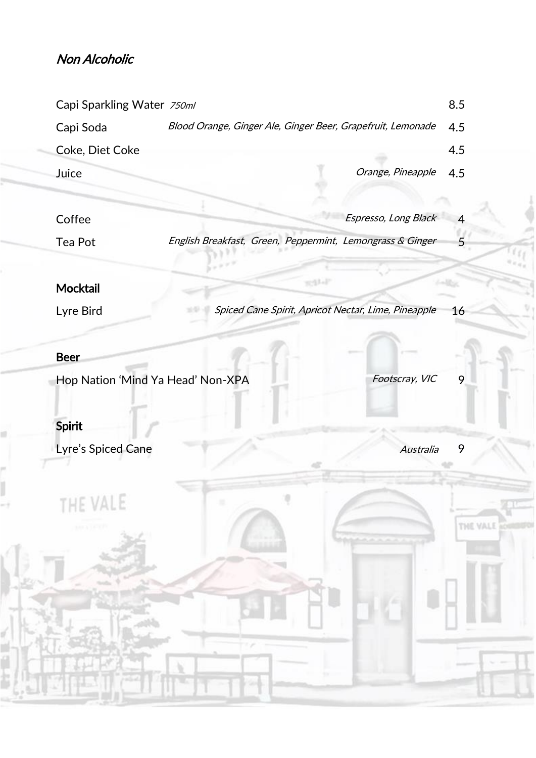# *Non Alcoholic*

| | | |
|---|---|---|
| Capi Sparkling Water *750ml* | | 8.5 |
| Capi Soda | *Blood Orange, Ginger Ale, Ginger Beer, Grapefruit, Lemonade* | 4.5 |
| Coke, Diet Coke | | 4.5 |
| Juice | *Orange, Pineapple* | 4.5 |
| Coffee | *Espresso, Long Black* | 4 |
| Tea Pot | *English Breakfast, Green, Peppermint, Lemongrass & Ginger* | 5 |

## Mocktail

| | | |
|---|---|---|
| Lyre Bird | *Spiced Cane Spirit, Apricot Nectar, Lime, Pineapple* | 16 |

## Beer

| | | |
|---|---|---|
| Hop Nation 'Mind Ya Head' Non-XPA | *Footscray, VIC* | 9 |

## Spirit

| | | |
|---|---|---|
| Lyre's Spiced Cane | *Australia* | 9 |